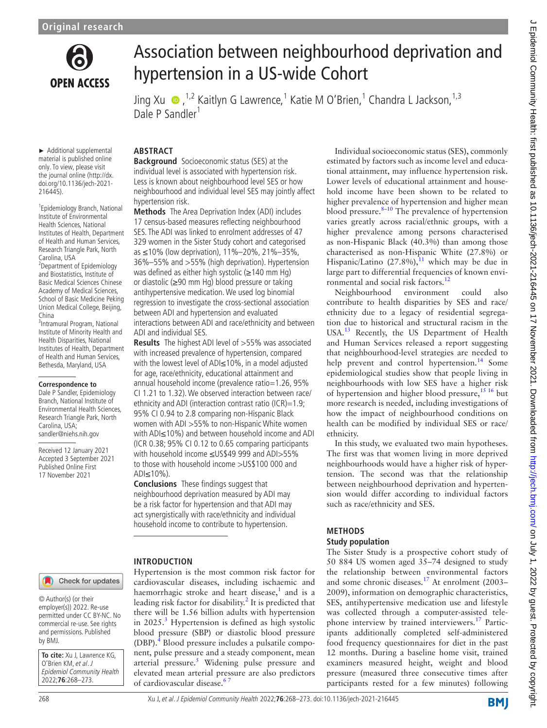Original research

# Association between neighbourhood deprivation and hypertension in a US-wide Cohort

Jing Xu [1,2] Kaitlyn G Lawrence,[1] Katie M O'Brien,[1] Chandra L Jackson,[1,3] Dale P Sandler[1]

► Additional supplemental material is published online only. To view, please visit the journal online (http://dx.doi.org/10.1136/jech-2021-216445).

[1]Epidemiology Branch, National Institute of Environmental Health Sciences, National Institutes of Health, Department of Health and Human Services, Research Triangle Park, North Carolina, USA
[2]Department of Epidemiology and Biostatistics, Institute of Basic Medical Sciences Chinese Academy of Medical Sciences, School of Basic Medicine Peking Union Medical College, Beijing, China
[3]Intramural Program, National Institute of Minority Health and Health Disparities, National Institutes of Health, Department of Health and Human Services, Bethesda, Maryland, USA

**Correspondence to**
Dale P Sandler, Epidemiology Branch, National Institute of Environmental Health Sciences, Research Triangle Park, North Carolina, USA; sandler@niehs.nih.gov

Received 12 January 2021
Accepted 3 September 2021
Published Online First 17 November 2021

© Author(s) (or their employer(s)) 2022. Re-use permitted under CC BY-NC. No commercial re-use. See rights and permissions. Published by BMJ.

**To cite:** Xu J, Lawrence KG, O'Brien KM, et al. J Epidemiol Community Health 2022;**76**:268–273.

## ABSTRACT

**Background** Socioeconomic status (SES) at the individual level is associated with hypertension risk. Less is known about neighbourhood level SES or how neighbourhood and individual level SES may jointly affect hypertension risk.

**Methods** The Area Deprivation Index (ADI) includes 17 census-based measures reflecting neighbourhood SES. The ADI was linked to enrolment addresses of 47 329 women in the Sister Study cohort and categorised as ≤10% (low deprivation), 11%–20%, 21%–35%, 36%–55% and >55% (high deprivation). Hypertension was defined as either high systolic (≥140 mm Hg) or diastolic (≥90 mm Hg) blood pressure or taking antihypertensive medication. We used log binomial regression to investigate the cross-sectional association between ADI and hypertension and evaluated interactions between ADI and race/ethnicity and between ADI and individual SES.

**Results** The highest ADI level of >55% was associated with increased prevalence of hypertension, compared with the lowest level of ADI≤10%, in a model adjusted for age, race/ethnicity, educational attainment and annual household income (prevalence ratio=1.26, 95% CI 1.21 to 1.32). We observed interaction between race/ethnicity and ADI (interaction contrast ratio (ICR)=1.9; 95% CI 0.94 to 2.8 comparing non-Hispanic Black women with ADI >55% to non-Hispanic White women with ADI≤10%) and between household income and ADI (ICR 0.38; 95% CI 0.12 to 0.65 comparing participants with household income ≤US$49 999 and ADI>55% to those with household income >US$100 000 and ADI≤10%).

**Conclusions** These findings suggest that neighbourhood deprivation measured by ADI may be a risk factor for hypertension and that ADI may act synergistically with race/ethnicity and individual household income to contribute to hypertension.

## INTRODUCTION

Hypertension is the most common risk factor for cardiovascular diseases, including ischaemic and haemorrhagic stroke and heart disease,[1] and is a leading risk factor for disability.[2] It is predicted that there will be 1.56 billion adults with hypertension in 2025.[3] Hypertension is defined as high systolic blood pressure (SBP) or diastolic blood pressure (DBP).[4] Blood pressure includes a pulsatile component, pulse pressure and a steady component, mean arterial pressure.[5] Widening pulse pressure and elevated mean arterial pressure are also predictors of cardiovascular disease.[6,7]

Individual socioeconomic status (SES), commonly estimated by factors such as income level and educational attainment, may influence hypertension risk. Lower levels of educational attainment and household income have been shown to be related to higher prevalence of hypertension and higher mean blood pressure.[8–10] The prevalence of hypertension varies greatly across racial/ethnic groups, with a higher prevalence among persons characterised as non-Hispanic Black (40.3%) than among those characterised as non-Hispanic White (27.8%) or Hispanic/Latino (27.8%),[11] which may be due in large part to differential frequencies of known environmental and social risk factors.[12]

Neighbourhood environment could also contribute to health disparities by SES and race/ethnicity due to a legacy of residential segregation due to historical and structural racism in the USA.[13] Recently, the US Department of Health and Human Services released a report suggesting that neighbourhood-level strategies are needed to help prevent and control hypertension.[14] Some epidemiological studies show that people living in neighbourhoods with low SES have a higher risk of hypertension and higher blood pressure,[15,16] but more research is needed, including investigations of how the impact of neighbourhood conditions on health can be modified by individual SES or race/ethnicity.

In this study, we evaluated two main hypotheses. The first was that women living in more deprived neighbourhoods would have a higher risk of hypertension. The second was that the relationship between neighbourhood deprivation and hypertension would differ according to individual factors such as race/ethnicity and SES.

## METHODS

### Study population

The Sister Study is a prospective cohort study of 50 884 US women aged 35–74 designed to study the relationship between environmental factors and some chronic diseases.[17] At enrolment (2003–2009), information on demographic characteristics, SES, antihypertensive medication use and lifestyle was collected through a computer-assisted telephone interview by trained interviewers.[17] Participants additionally completed self-administered food frequency questionnaires for diet in the past 12 months. During a baseline home visit, trained examiners measured height, weight and blood pressure (measured three consecutive times after participants rested for a few minutes) following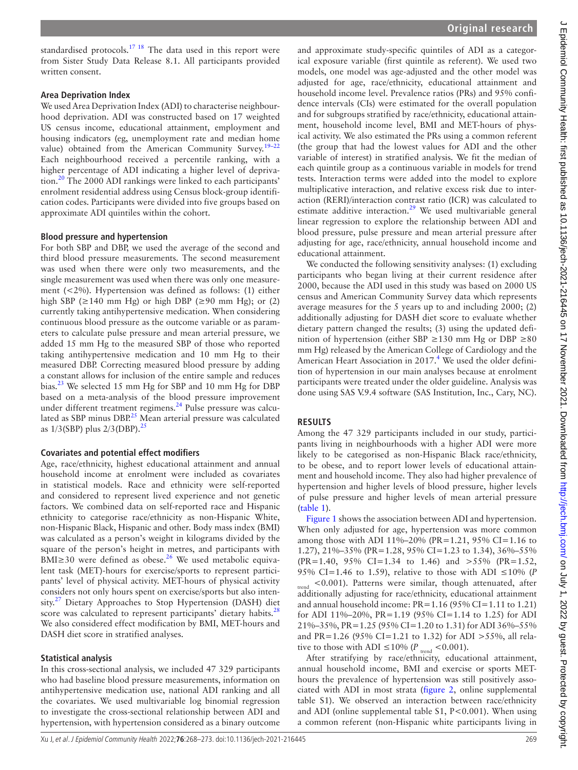standardised protocols.[17,18] The data used in this report were from Sister Study Data Release 8.1. All participants provided written consent.

### Area Deprivation Index

We used Area Deprivation Index (ADI) to characterise neighbourhood deprivation. ADI was constructed based on 17 weighted US census income, educational attainment, employment and housing indicators (eg, unemployment rate and median home value) obtained from the American Community Survey.[19–22] Each neighbourhood received a percentile ranking, with a higher percentage of ADI indicating a higher level of deprivation.[20] The 2000 ADI rankings were linked to each participants' enrolment residential address using Census block-group identification codes. Participants were divided into five groups based on approximate ADI quintiles within the cohort.

### Blood pressure and hypertension

For both SBP and DBP, we used the average of the second and third blood pressure measurements. The second measurement was used when there were only two measurements, and the single measurement was used when there was only one measurement (<2%). Hypertension was defined as follows: (1) either high SBP (≥140 mm Hg) or high DBP (≥90 mm Hg); or (2) currently taking antihypertensive medication. When considering continuous blood pressure as the outcome variable or as parameters to calculate pulse pressure and mean arterial pressure, we added 15 mm Hg to the measured SBP of those who reported taking antihypertensive medication and 10 mm Hg to their measured DBP. Correcting measured blood pressure by adding a constant allows for inclusion of the entire sample and reduces bias.[23] We selected 15 mm Hg for SBP and 10 mm Hg for DBP based on a meta-analysis of the blood pressure improvement under different treatment regimens.[24] Pulse pressure was calculated as SBP minus DBP.[25] Mean arterial pressure was calculated as 1/3(SBP) plus 2/3(DBP).[25]

### Covariates and potential effect modifiers

Age, race/ethnicity, highest educational attainment and annual household income at enrolment were included as covariates in statistical models. Race and ethnicity were self-reported and considered to represent lived experience and not genetic factors. We combined data on self-reported race and Hispanic ethnicity to categorise race/ethnicity as non-Hispanic White, non-Hispanic Black, Hispanic and other. Body mass index (BMI) was calculated as a person's weight in kilograms divided by the square of the person's height in metres, and participants with BMI≥30 were defined as obese.[26] We used metabolic equivalent task (MET)-hours for exercise/sports to represent participants' level of physical activity. MET-hours of physical activity considers not only hours spent on exercise/sports but also intensity.[27] Dietary Approaches to Stop Hypertension (DASH) diet score was calculated to represent participants' dietary habits.[28] We also considered effect modification by BMI, MET-hours and DASH diet score in stratified analyses.

### Statistical analysis

In this cross-sectional analysis, we included 47 329 participants who had baseline blood pressure measurements, information on antihypertensive medication use, national ADI ranking and all the covariates. We used multivariable log binomial regression to investigate the cross-sectional relationship between ADI and hypertension, with hypertension considered as a binary outcome and approximate study-specific quintiles of ADI as a categorical exposure variable (first quintile as referent). We used two models, one model was age-adjusted and the other model was adjusted for age, race/ethnicity, educational attainment and household income level. Prevalence ratios (PRs) and 95% confidence intervals (CIs) were estimated for the overall population and for subgroups stratified by race/ethnicity, educational attainment, household income level, BMI and MET-hours of physical activity. We also estimated the PRs using a common referent (the group that had the lowest values for ADI and the other variable of interest) in stratified analysis. We fit the median of each quintile group as a continuous variable in models for trend tests. Interaction terms were added into the model to explore multiplicative interaction, and relative excess risk due to interaction (RERI)/interaction contrast ratio (ICR) was calculated to estimate additive interaction.[29] We used multivariable general linear regression to explore the relationship between ADI and blood pressure, pulse pressure and mean arterial pressure after adjusting for age, race/ethnicity, annual household income and educational attainment.

We conducted the following sensitivity analyses: (1) excluding participants who began living at their current residence after 2000, because the ADI used in this study was based on 2000 US census and American Community Survey data which represents average measures for the 5 years up to and including 2000; (2) additionally adjusting for DASH diet score to evaluate whether dietary pattern changed the results; (3) using the updated definition of hypertension (either SBP ≥130 mm Hg or DBP ≥80 mm Hg) released by the American College of Cardiology and the American Heart Association in 2017.[4] We used the older definition of hypertension in our main analyses because at enrolment participants were treated under the older guideline. Analysis was done using SAS V.9.4 software (SAS Institution, Inc., Cary, NC).

## RESULTS

Among the 47 329 participants included in our study, participants living in neighbourhoods with a higher ADI were more likely to be categorised as non-Hispanic Black race/ethnicity, to be obese, and to report lower levels of educational attainment and household income. They also had higher prevalence of hypertension and higher levels of blood pressure, higher levels of pulse pressure and higher levels of mean arterial pressure (table 1).

Figure 1 shows the association between ADI and hypertension. When only adjusted for age, hypertension was more common among those with ADI 11%–20% (PR=1.21, 95% CI=1.16 to 1.27), 21%–35% (PR=1.28, 95% CI=1.23 to 1.34), 36%–55% (PR=1.40, 95% CI=1.34 to 1.46) and >55% (PR=1.52, 95% CI=1.46 to 1.59), relative to those with ADI ≤10% ($P_{trend}$ <0.001). Patterns were similar, though attenuated, after additionally adjusting for race/ethnicity, educational attainment and annual household income: PR=1.16 (95% CI=1.11 to 1.21) for ADI 11%–20%, PR=1.19 (95% CI=1.14 to 1.25) for ADI 21%–35%, PR=1.25 (95% CI=1.20 to 1.31) for ADI 36%–55% and PR=1.26 (95% CI=1.21 to 1.32) for ADI >55%, all relative to those with ADI ≤10% ($P_{trend}$ <0.001).

After stratifying by race/ethnicity, educational attainment, annual household income, BMI and exercise or sports MET-hours the prevalence of hypertension was still positively associated with ADI in most strata (figure 2, online supplemental table S1). We observed an interaction between race/ethnicity and ADI (online supplemental table S1, P<0.001). When using a common referent (non-Hispanic white participants living in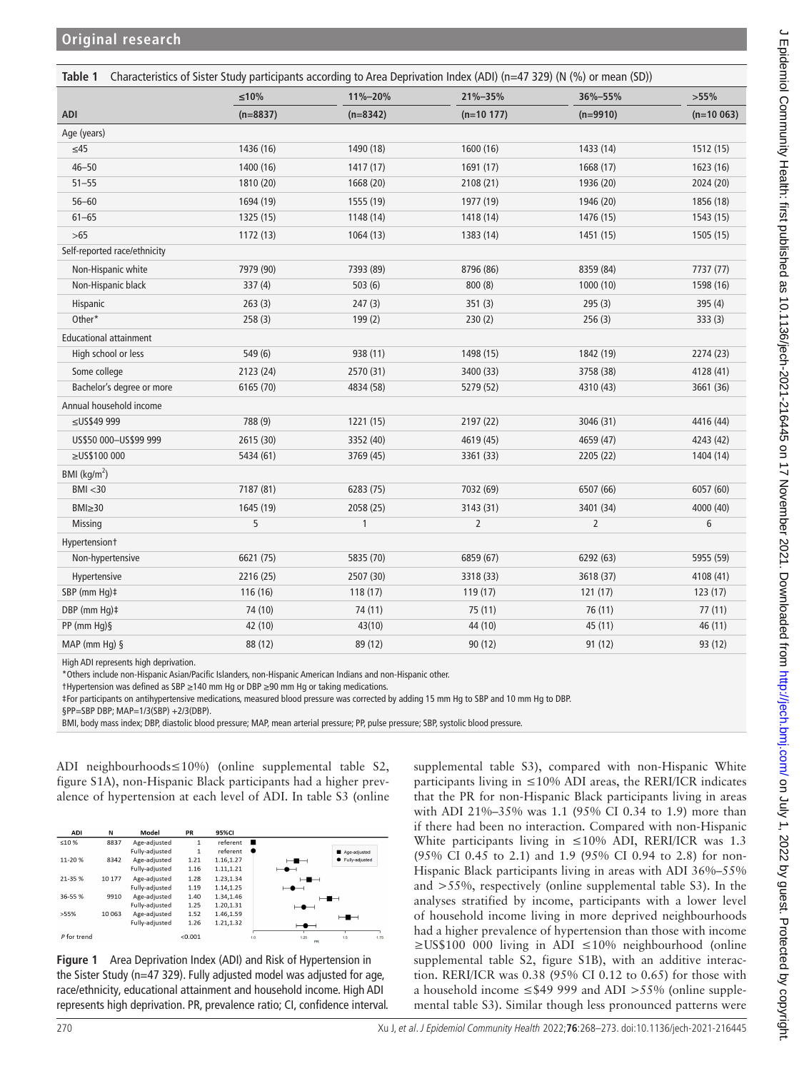**Table 1** Characteristics of Sister Study participants according to Area Deprivation Index (ADI) (n=47 329) (N (%) or mean (SD))

| ADI | ≤10% (n=8837) | 11%–20% (n=8342) | 21%–35% (n=10 177) | 36%–55% (n=9910) | >55% (n=10 063) |
|---|---|---|---|---|---|
| Age (years) | | | | | |
| ≤45 | 1436 (16) | 1490 (18) | 1600 (16) | 1433 (14) | 1512 (15) |
| 46–50 | 1400 (16) | 1417 (17) | 1691 (17) | 1668 (17) | 1623 (16) |
| 51–55 | 1810 (20) | 1668 (20) | 2108 (21) | 1936 (20) | 2024 (20) |
| 56–60 | 1694 (19) | 1555 (19) | 1977 (19) | 1946 (20) | 1856 (18) |
| 61–65 | 1325 (15) | 1148 (14) | 1418 (14) | 1476 (15) | 1543 (15) |
| >65 | 1172 (13) | 1064 (13) | 1383 (14) | 1451 (15) | 1505 (15) |
| Self-reported race/ethnicity | | | | | |
| Non-Hispanic white | 7979 (90) | 7393 (89) | 8796 (86) | 8359 (84) | 7737 (77) |
| Non-Hispanic black | 337 (4) | 503 (6) | 800 (8) | 1000 (10) | 1598 (16) |
| Hispanic | 263 (3) | 247 (3) | 351 (3) | 295 (3) | 395 (4) |
| Other* | 258 (3) | 199 (2) | 230 (2) | 256 (3) | 333 (3) |
| Educational attainment | | | | | |
| High school or less | 549 (6) | 938 (11) | 1498 (15) | 1842 (19) | 2274 (23) |
| Some college | 2123 (24) | 2570 (31) | 3400 (33) | 3758 (38) | 4128 (41) |
| Bachelor's degree or more | 6165 (70) | 4834 (58) | 5279 (52) | 4310 (43) | 3661 (36) |
| Annual household income | | | | | |
| ≤US$49 999 | 788 (9) | 1221 (15) | 2197 (22) | 3046 (31) | 4416 (44) |
| US$50 000–US$99 999 | 2615 (30) | 3352 (40) | 4619 (45) | 4659 (47) | 4243 (42) |
| ≥US$100 000 | 5434 (61) | 3769 (45) | 3361 (33) | 2205 (22) | 1404 (14) |
| BMI (kg/m$^2$) | | | | | |
| BMI <30 | 7187 (81) | 6283 (75) | 7032 (69) | 6507 (66) | 6057 (60) |
| BMI≥30 | 1645 (19) | 2058 (25) | 3143 (31) | 3401 (34) | 4000 (40) |
| Missing | 5 | 1 | 2 | 2 | 6 |
| Hypertension† | | | | | |
| Non-hypertensive | 6621 (75) | 5835 (70) | 6859 (67) | 6292 (63) | 5955 (59) |
| Hypertensive | 2216 (25) | 2507 (30) | 3318 (33) | 3618 (37) | 4108 (41) |
| SBP (mm Hg)‡ | 116 (16) | 118 (17) | 119 (17) | 121 (17) | 123 (17) |
| DBP (mm Hg)‡ | 74 (10) | 74 (11) | 75 (11) | 76 (11) | 77 (11) |
| PP (mm Hg)§ | 42 (10) | 43(10) | 44 (10) | 45 (11) | 46 (11) |
| MAP (mm Hg) § | 88 (12) | 89 (12) | 90 (12) | 91 (12) | 93 (12) |

High ADI represents high deprivation.
*Others include non-Hispanic Asian/Pacific Islanders, non-Hispanic American Indians and non-Hispanic other.
†Hypertension was defined as SBP ≥140 mm Hg or DBP ≥90 mm Hg or taking medications.
‡For participants on antihypertensive medications, measured blood pressure was corrected by adding 15 mm Hg to SBP and 10 mm Hg to DBP.
§PP=SBP DBP; MAP=1/3(SBP) +2/3(DBP).
BMI, body mass index; DBP, diastolic blood pressure; MAP, mean arterial pressure; PP, pulse pressure; SBP, systolic blood pressure.

ADI neighbourhoods≤10%) (online supplemental table S2, figure S1A), non-Hispanic Black participants had a higher prevalence of hypertension at each level of ADI. In table S3 (online supplemental table S3), compared with non-Hispanic White participants living in ≤10% ADI areas, the RERI/ICR indicates that the PR for non-Hispanic Black participants living in areas with ADI 21%–35% was 1.1 (95% CI 0.34 to 1.9) more than if there had been no interaction. Compared with non-Hispanic White participants living in ≤10% ADI, RERI/ICR was 1.3 (95% CI 0.45 to 2.1) and 1.9 (95% CI 0.94 to 2.8) for non-Hispanic Black participants living in areas with ADI 36%–55% and >55%, respectively (online supplemental table S3). In the analyses stratified by income, participants with a lower level of household income living in more deprived neighbourhoods had a higher prevalence of hypertension than those with income ≥US$100 000 living in ADI ≤10% neighbourhood (online supplemental table S2, figure S1B), with an additive interaction. RERI/ICR was 0.38 (95% CI 0.12 to 0.65) for those with a household income ≤$49 999 and ADI >55% (online supplemental table S3). Similar though less pronounced patterns were

| ADI | N | Model | PR | 95%CI |
|---|---|---|---|---|
| ≤10% | 8837 | Age-adjusted | 1 | referent |
| | | Fully-adjusted | 1 | referent |
| 11-20 % | 8342 | Age-adjusted | 1.21 | 1.16,1.27 |
| | | Fully-adjusted | 1.16 | 1.11,1.21 |
| 21-35 % | 10 177 | Age-adjusted | 1.28 | 1.23,1.34 |
| | | Fully-adjusted | 1.19 | 1.14,1.25 |
| 36-55 % | 9910 | Age-adjusted | 1.40 | 1.34,1.46 |
| | | Fully-adjusted | 1.25 | 1.20,1.31 |
| >55% | 10 063 | Age-adjusted | 1.52 | 1.46,1.59 |
| | | Fully-adjusted | 1.26 | 1.21,1.32 |
| P for trend | | | <0.001 | |

**Figure 1** Area Deprivation Index (ADI) and Risk of Hypertension in the Sister Study (n=47 329). Fully adjusted model was adjusted for age, race/ethnicity, educational attainment and household income. High ADI represents high deprivation. PR, prevalence ratio; CI, confidence interval.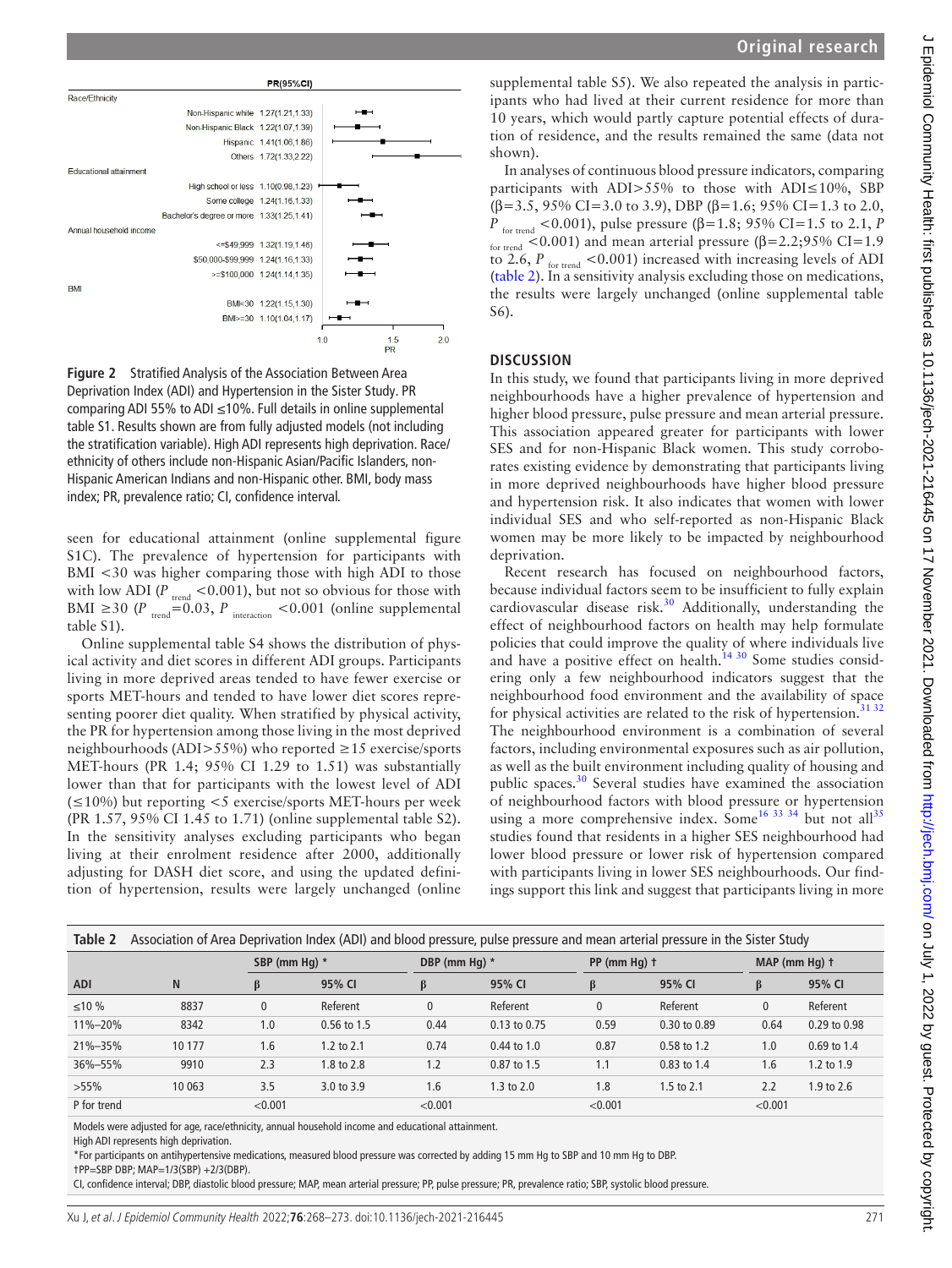Figure 2 Stratified Analysis of the Association Between Area Deprivation Index (ADI) and Hypertension in the Sister Study. PR comparing ADI 55% to ADI ≤10%. Full details in online supplemental table S1. Results shown are from fully adjusted models (not including the stratification variable). High ADI represents high deprivation. Race/ethnicity of others include non-Hispanic Asian/Pacific Islanders, non-Hispanic American Indians and non-Hispanic other. BMI, body mass index; PR, prevalence ratio; CI, confidence interval.

seen for educational attainment (online supplemental figure S1C). The prevalence of hypertension for participants with BMI <30 was higher comparing those with high ADI to those with low ADI ($P_{trend}$ <0.001), but not so obvious for those with BMI ≥30 ($P_{trend}$=0.03, $P_{interaction}$ <0.001 (online supplemental table S1).

Online supplemental table S4 shows the distribution of physical activity and diet scores in different ADI groups. Participants living in more deprived areas tended to have fewer exercise or sports MET-hours and tended to have lower diet scores representing poorer diet quality. When stratified by physical activity, the PR for hypertension among those living in the most deprived neighbourhoods (ADI>55%) who reported ≥15 exercise/sports MET-hours (PR 1.4; 95% CI 1.29 to 1.51) was substantially lower than that for participants with the lowest level of ADI (≤10%) but reporting <5 exercise/sports MET-hours per week (PR 1.57, 95% CI 1.45 to 1.71) (online supplemental table S2). In the sensitivity analyses excluding participants who began living at their enrolment residence after 2000, additionally adjusting for DASH diet score, and using the updated definition of hypertension, results were largely unchanged (online supplemental table S5). We also repeated the analysis in participants who had lived at their current residence for more than 10 years, which would partly capture potential effects of duration of residence, and the results remained the same (data not shown).

In analyses of continuous blood pressure indicators, comparing participants with ADI>55% to those with ADI≤10%, SBP (β=3.5, 95% CI=3.0 to 3.9), DBP (β=1.6; 95% CI=1.3 to 2.0, $P_{for\ trend}$ <0.001), pulse pressure (β=1.8; 95% CI=1.5 to 2.1, $P_{for\ trend}$ <0.001) and mean arterial pressure (β=2.2;95% CI=1.9 to 2.6, $P_{for\ trend}$ <0.001) increased with increasing levels of ADI (table 2). In a sensitivity analysis excluding those on medications, the results were largely unchanged (online supplemental table S6).

## DISCUSSION

In this study, we found that participants living in more deprived neighbourhoods have a higher prevalence of hypertension and higher blood pressure, pulse pressure and mean arterial pressure. This association appeared greater for participants with lower SES and for non-Hispanic Black women. This study corroborates existing evidence by demonstrating that participants living in more deprived neighbourhoods have higher blood pressure and hypertension risk. It also indicates that women with lower individual SES and who self-reported as non-Hispanic Black women may be more likely to be impacted by neighbourhood deprivation.

Recent research has focused on neighbourhood factors, because individual factors seem to be insufficient to fully explain cardiovascular disease risk.[30] Additionally, understanding the effect of neighbourhood factors on health may help formulate policies that could improve the quality of where individuals live and have a positive effect on health.[14 30] Some studies considering only a few neighbourhood indicators suggest that the neighbourhood food environment and the availability of space for physical activities are related to the risk of hypertension.[31 32] The neighbourhood environment is a combination of several factors, including environmental exposures such as air pollution, as well as the built environment including quality of housing and public spaces.[30] Several studies have examined the association of neighbourhood factors with blood pressure or hypertension using a more comprehensive index. Some[16 33 34] but not all[35] studies found that residents in a higher SES neighbourhood had lower blood pressure or lower risk of hypertension compared with participants living in lower SES neighbourhoods. Our findings support this link and suggest that participants living in more

**Table 2** Association of Area Deprivation Index (ADI) and blood pressure, pulse pressure and mean arterial pressure in the Sister Study

| | | SBP (mm Hg) * | | DBP (mm Hg) * | | PP (mm Hg) † | | MAP (mm Hg) † | |
|---|---|---|---|---|---|---|---|---|---|
| ADI | N | β | 95% CI | β | 95% CI | β | 95% CI | β | 95% CI |
| ≤10 % | 8837 | 0 | Referent | 0 | Referent | 0 | Referent | 0 | Referent |
| 11%–20% | 8342 | 1.0 | 0.56 to 1.5 | 0.44 | 0.13 to 0.75 | 0.59 | 0.30 to 0.89 | 0.64 | 0.29 to 0.98 |
| 21%–35% | 10 177 | 1.6 | 1.2 to 2.1 | 0.74 | 0.44 to 1.0 | 0.87 | 0.58 to 1.2 | 1.0 | 0.69 to 1.4 |
| 36%–55% | 9910 | 2.3 | 1.8 to 2.8 | 1.2 | 0.87 to 1.5 | 1.1 | 0.83 to 1.4 | 1.6 | 1.2 to 1.9 |
| >55% | 10 063 | 3.5 | 3.0 to 3.9 | 1.6 | 1.3 to 2.0 | 1.8 | 1.5 to 2.1 | 2.2 | 1.9 to 2.6 |
| P for trend | | <0.001 | | <0.001 | | <0.001 | | <0.001 | |

Models were adjusted for age, race/ethnicity, annual household income and educational attainment.
High ADI represents high deprivation.
*For participants on antihypertensive medications, measured blood pressure was corrected by adding 15 mm Hg to SBP and 10 mm Hg to DBP.
†PP=SBP DBP; MAP=1/3(SBP) +2/3(DBP).
CI, confidence interval; DBP, diastolic blood pressure; MAP, mean arterial pressure; PP, pulse pressure; PR, prevalence ratio; SBP, systolic blood pressure.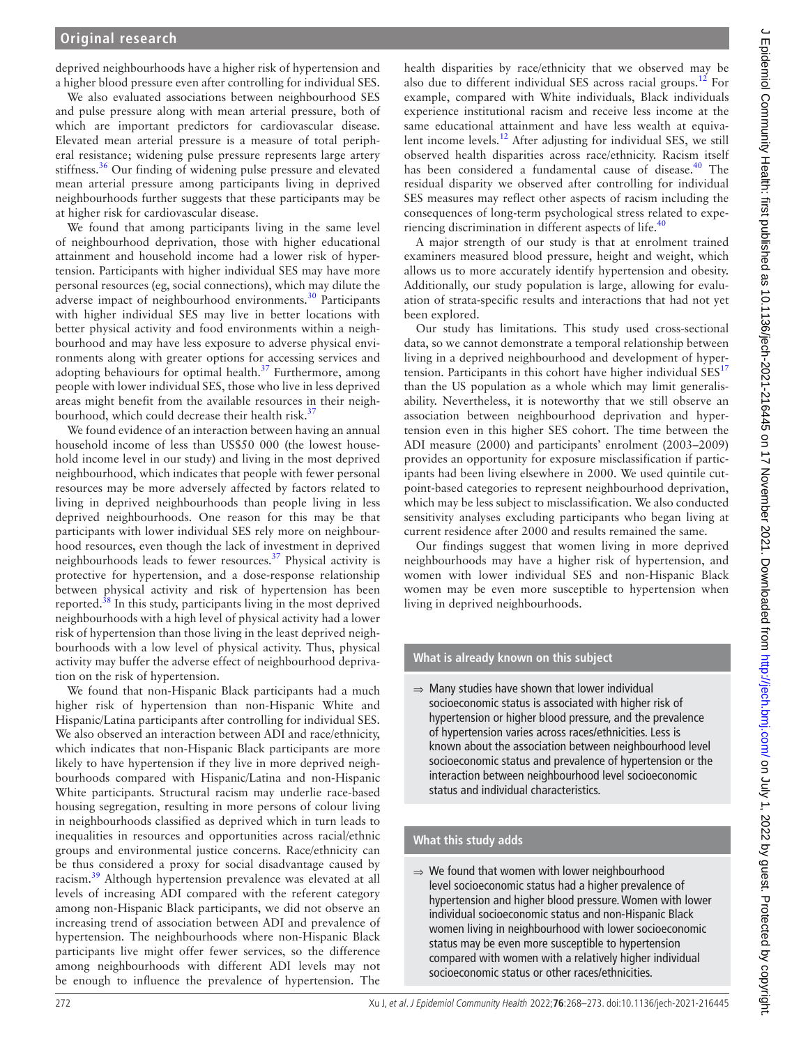deprived neighbourhoods have a higher risk of hypertension and a higher blood pressure even after controlling for individual SES.

We also evaluated associations between neighbourhood SES and pulse pressure along with mean arterial pressure, both of which are important predictors for cardiovascular disease. Elevated mean arterial pressure is a measure of total peripheral resistance; widening pulse pressure represents large artery stiffness.[36] Our finding of widening pulse pressure and elevated mean arterial pressure among participants living in deprived neighbourhoods further suggests that these participants may be at higher risk for cardiovascular disease.

We found that among participants living in the same level of neighbourhood deprivation, those with higher educational attainment and household income had a lower risk of hypertension. Participants with higher individual SES may have more personal resources (eg, social connections), which may dilute the adverse impact of neighbourhood environments.[30] Participants with higher individual SES may live in better locations with better physical activity and food environments within a neighbourhood and may have less exposure to adverse physical environments along with greater options for accessing services and adopting behaviours for optimal health.[37] Furthermore, among people with lower individual SES, those who live in less deprived areas might benefit from the available resources in their neighbourhood, which could decrease their health risk.[37]

We found evidence of an interaction between having an annual household income of less than US$50 000 (the lowest household income level in our study) and living in the most deprived neighbourhood, which indicates that people with fewer personal resources may be more adversely affected by factors related to living in deprived neighbourhoods than people living in less deprived neighbourhoods. One reason for this may be that participants with lower individual SES rely more on neighbourhood resources, even though the lack of investment in deprived neighbourhoods leads to fewer resources.[37] Physical activity is protective for hypertension, and a dose-response relationship between physical activity and risk of hypertension has been reported.[38] In this study, participants living in the most deprived neighbourhoods with a high level of physical activity had a lower risk of hypertension than those living in the least deprived neighbourhoods with a low level of physical activity. Thus, physical activity may buffer the adverse effect of neighbourhood deprivation on the risk of hypertension.

We found that non-Hispanic Black participants had a much higher risk of hypertension than non-Hispanic White and Hispanic/Latina participants after controlling for individual SES. We also observed an interaction between ADI and race/ethnicity, which indicates that non-Hispanic Black participants are more likely to have hypertension if they live in more deprived neighbourhoods compared with Hispanic/Latina and non-Hispanic White participants. Structural racism may underlie race-based housing segregation, resulting in more persons of colour living in neighbourhoods classified as deprived which in turn leads to inequalities in resources and opportunities across racial/ethnic groups and environmental justice concerns. Race/ethnicity can be thus considered a proxy for social disadvantage caused by racism.[39] Although hypertension prevalence was elevated at all levels of increasing ADI compared with the referent category among non-Hispanic Black participants, we did not observe an increasing trend of association between ADI and prevalence of hypertension. The neighbourhoods where non-Hispanic Black participants live might offer fewer services, so the difference among neighbourhoods with different ADI levels may not be enough to influence the prevalence of hypertension. The health disparities by race/ethnicity that we observed may be also due to different individual SES across racial groups.[12] For example, compared with White individuals, Black individuals experience institutional racism and receive less income at the same educational attainment and have less wealth at equivalent income levels.[12] After adjusting for individual SES, we still observed health disparities across race/ethnicity. Racism itself has been considered a fundamental cause of disease.[40] The residual disparity we observed after controlling for individual SES measures may reflect other aspects of racism including the consequences of long-term psychological stress related to experiencing discrimination in different aspects of life.[40]

A major strength of our study is that at enrolment trained examiners measured blood pressure, height and weight, which allows us to more accurately identify hypertension and obesity. Additionally, our study population is large, allowing for evaluation of strata-specific results and interactions that had not yet been explored.

Our study has limitations. This study used cross-sectional data, so we cannot demonstrate a temporal relationship between living in a deprived neighbourhood and development of hypertension. Participants in this cohort have higher individual SES[17] than the US population as a whole which may limit generalisability. Nevertheless, it is noteworthy that we still observe an association between neighbourhood deprivation and hypertension even in this higher SES cohort. The time between the ADI measure (2000) and participants' enrolment (2003–2009) provides an opportunity for exposure misclassification if participants had been living elsewhere in 2000. We used quintile cutpoint-based categories to represent neighbourhood deprivation, which may be less subject to misclassification. We also conducted sensitivity analyses excluding participants who began living at current residence after 2000 and results remained the same.

Our findings suggest that women living in more deprived neighbourhoods may have a higher risk of hypertension, and women with lower individual SES and non-Hispanic Black women may be even more susceptible to hypertension when living in deprived neighbourhoods.

## What is already known on this subject

- ⇒ Many studies have shown that lower individual socioeconomic status is associated with higher risk of hypertension or higher blood pressure, and the prevalence of hypertension varies across races/ethnicities. Less is known about the association between neighbourhood level socioeconomic status and prevalence of hypertension or the interaction between neighbourhood level socioeconomic status and individual characteristics.

## What this study adds

- ⇒ We found that women with lower neighbourhood level socioeconomic status had a higher prevalence of hypertension and higher blood pressure. Women with lower individual socioeconomic status and non-Hispanic Black women living in neighbourhood with lower socioeconomic status may be even more susceptible to hypertension compared with women with a relatively higher individual socioeconomic status or other races/ethnicities.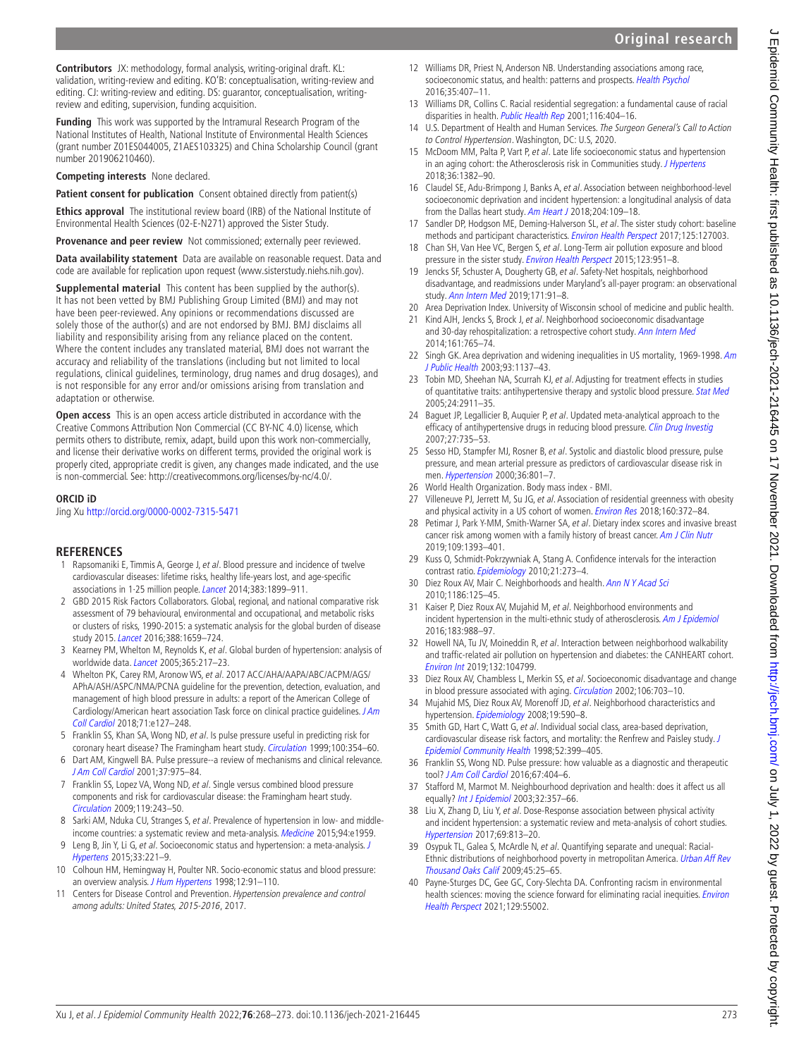**Contributors** JX: methodology, formal analysis, writing-original draft. KL: validation, writing-review and editing. KO'B: conceptualisation, writing-review and editing. CJ: writing-review and editing. DS: guarantor, conceptualisation, writing-review and editing, supervision, funding acquisition.

**Funding** This work was supported by the Intramural Research Program of the National Institutes of Health, National Institute of Environmental Health Sciences (grant number Z01ES044005, Z1AES103325) and China Scholarship Council (grant number 201906210460).

**Competing interests** None declared.

**Patient consent for publication** Consent obtained directly from patient(s)

**Ethics approval** The institutional review board (IRB) of the National Institute of Environmental Health Sciences (02-E-N271) approved the Sister Study.

**Provenance and peer review** Not commissioned; externally peer reviewed.

**Data availability statement** Data are available on reasonable request. Data and code are available for replication upon request (www.sisterstudy.niehs.nih.gov).

**Supplemental material** This content has been supplied by the author(s). It has not been vetted by BMJ Publishing Group Limited (BMJ) and may not have been peer-reviewed. Any opinions or recommendations discussed are solely those of the author(s) and are not endorsed by BMJ. BMJ disclaims all liability and responsibility arising from any reliance placed on the content. Where the content includes any translated material, BMJ does not warrant the accuracy and reliability of the translations (including but not limited to local regulations, clinical guidelines, terminology, drug names and drug dosages), and is not responsible for any error and/or omissions arising from translation and adaptation or otherwise.

**Open access** This is an open access article distributed in accordance with the Creative Commons Attribution Non Commercial (CC BY-NC 4.0) license, which permits others to distribute, remix, adapt, build upon this work non-commercially, and license their derivative works on different terms, provided the original work is properly cited, appropriate credit is given, any changes made indicated, and the use is non-commercial. See: http://creativecommons.org/licenses/by-nc/4.0/.

**ORCID iD**

Jing Xu http://orcid.org/0000-0002-7315-5471

## REFERENCES

1. Rapsomaniki E, Timmis A, George J, *et al*. Blood pressure and incidence of twelve cardiovascular diseases: lifetime risks, healthy life-years lost, and age-specific associations in 1·25 million people. *Lancet* 2014;383:1899–911.
2. GBD 2015 Risk Factors Collaborators. Global, regional, and national comparative risk assessment of 79 behavioural, environmental and occupational, and metabolic risks or clusters of risks, 1990-2015: a systematic analysis for the global burden of disease study 2015. *Lancet* 2016;388:1659–724.
3. Kearney PM, Whelton M, Reynolds K, *et al*. Global burden of hypertension: analysis of worldwide data. *Lancet* 2005;365:217–23.
4. Whelton PK, Carey RM, Aronow WS, *et al*. 2017 ACC/AHA/AAPA/ABC/ACPM/AGS/APhA/ASH/ASPC/NMA/PCNA guideline for the prevention, detection, evaluation, and management of high blood pressure in adults: a report of the American College of Cardiology/American heart association Task force on clinical practice guidelines. *J Am Coll Cardiol* 2018;71:e127–248.
5. Franklin SS, Khan SA, Wong ND, *et al*. Is pulse pressure useful in predicting risk for coronary heart disease? The Framingham heart study. *Circulation* 1999;100:354–60.
6. Dart AM, Kingwell BA. Pulse pressure--a review of mechanisms and clinical relevance. *J Am Coll Cardiol* 2001;37:975–84.
7. Franklin SS, Lopez VA, Wong ND, *et al*. Single versus combined blood pressure components and risk for cardiovascular disease: the Framingham heart study. *Circulation* 2009;119:243–50.
8. Sarki AM, Nduka CU, Stranges S, *et al*. Prevalence of hypertension in low- and middle-income countries: a systematic review and meta-analysis. *Medicine* 2015;94:e1959.
9. Leng B, Jin Y, Li G, *et al*. Socioeconomic status and hypertension: a meta-analysis. *J Hypertens* 2015;33:221–9.
10. Colhoun HM, Hemingway H, Poulter NR. Socio-economic status and blood pressure: an overview analysis. *J Hum Hypertens* 1998;12:91–110.
11. Centers for Disease Control and Prevention. *Hypertension prevalence and control among adults: United States, 2015-2016*, 2017.
12. Williams DR, Priest N, Anderson NB. Understanding associations among race, socioeconomic status, and health: patterns and prospects. *Health Psychol* 2016;35:407–11.
13. Williams DR, Collins C. Racial residential segregation: a fundamental cause of racial disparities in health. *Public Health Rep* 2001;116:404–16.
14. U.S. Department of Health and Human Services. *The Surgeon General's Call to Action to Control Hypertension*. Washington, DC: U.S, 2020.
15. McDoom MM, Palta P, Vart P, *et al*. Late life socioeconomic status and hypertension in an aging cohort: the Atherosclerosis risk in Communities study. *J Hypertens* 2018;36:1382–90.
16. Claudel SE, Adu-Brimpong J, Banks A, *et al*. Association between neighborhood-level socioeconomic deprivation and incident hypertension: a longitudinal analysis of data from the Dallas heart study. *Am Heart J* 2018;204:109–18.
17. Sandler DP, Hodgson ME, Deming-Halverson SL, *et al*. The sister study cohort: baseline methods and participant characteristics. *Environ Health Perspect* 2017;125:127003.
18. Chan SH, Van Hee VC, Bergen S, *et al*. Long-Term air pollution exposure and blood pressure in the sister study. *Environ Health Perspect* 2015;123:951–8.
19. Jencks SF, Schuster A, Dougherty GB, *et al*. Safety-Net hospitals, neighborhood disadvantage, and readmissions under Maryland's all-payer program: an observational study. *Ann Intern Med* 2019;171:91–8.
20. Area Deprivation Index. University of Wisconsin school of medicine and public health.
21. Kind AJH, Jencks S, Brock J, *et al*. Neighborhood socioeconomic disadvantage and 30-day rehospitalization: a retrospective cohort study. *Ann Intern Med* 2014;161:765–74.
22. Singh GK. Area deprivation and widening inequalities in US mortality, 1969-1998. *Am J Public Health* 2003;93:1137–43.
23. Tobin MD, Sheehan NA, Scurrah KJ, *et al*. Adjusting for treatment effects in studies of quantitative traits: antihypertensive therapy and systolic blood pressure. *Stat Med* 2005;24:2911–35.
24. Baguet JP, Legallicier B, Auquier P, *et al*. Updated meta-analytical approach to the efficacy of antihypertensive drugs in reducing blood pressure. *Clin Drug Investig* 2007;27:735–53.
25. Sesso HD, Stampfer MJ, Rosner B, *et al*. Systolic and diastolic blood pressure, pulse pressure, and mean arterial pressure as predictors of cardiovascular disease risk in men. *Hypertension* 2000;36:801–7.
26. World Health Organization. Body mass index - BMI.
27. Villeneuve PJ, Jerrett M, Su JG, *et al*. Association of residential greenness with obesity and physical activity in a US cohort of women. *Environ Res* 2018;160:372–84.
28. Petimar J, Park Y-MM, Smith-Warner SA, *et al*. Dietary index scores and invasive breast cancer risk among women with a family history of breast cancer. *Am J Clin Nutr* 2019;109:1393–401.
29. Kuss O, Schmidt-Pokrzywniak A, Stang A. Confidence intervals for the interaction contrast ratio. *Epidemiology* 2010;21:273–4.
30. Diez Roux AV, Mair C. Neighborhoods and health. *Ann N Y Acad Sci* 2010;1186:125–45.
31. Kaiser P, Diez Roux AV, Mujahid M, *et al*. Neighborhood environments and incident hypertension in the multi-ethnic study of atherosclerosis. *Am J Epidemiol* 2016;183:988–97.
32. Howell NA, Tu JV, Moineddin R, *et al*. Interaction between neighborhood walkability and traffic-related air pollution on hypertension and diabetes: the CANHEART cohort. *Environ Int* 2019;132:104799.
33. Diez Roux AV, Chambless L, Merkin SS, *et al*. Socioeconomic disadvantage and change in blood pressure associated with aging. *Circulation* 2002;106:703–10.
34. Mujahid MS, Diez Roux AV, Morenoff JD, *et al*. Neighborhood characteristics and hypertension. *Epidemiology* 2008;19:590–8.
35. Smith GD, Hart C, Watt G, *et al*. Individual social class, area-based deprivation, cardiovascular disease risk factors, and mortality: the Renfrew and Paisley study. *J Epidemiol Community Health* 1998;52:399–405.
36. Franklin SS, Wong ND. Pulse pressure: how valuable as a diagnostic and therapeutic tool? *J Am Coll Cardiol* 2016;67:404–6.
37. Stafford M, Marmot M. Neighbourhood deprivation and health: does it affect us all equally? *Int J Epidemiol* 2003;32:357–66.
38. Liu X, Zhang D, Liu Y, *et al*. Dose-Response association between physical activity and incident hypertension: a systematic review and meta-analysis of cohort studies. *Hypertension* 2017;69:813–20.
39. Osypuk TL, Galea S, McArdle N, *et al*. Quantifying separate and unequal: Racial-Ethnic distributions of neighborhood poverty in metropolitan America. *Urban Aff Rev Thousand Oaks Calif* 2009;45:25–65.
40. Payne-Sturges DC, Gee GC, Cory-Slechta DA. Confronting racism in environmental health sciences: moving the science forward for eliminating racial inequities. *Environ Health Perspect* 2021;129:55002.